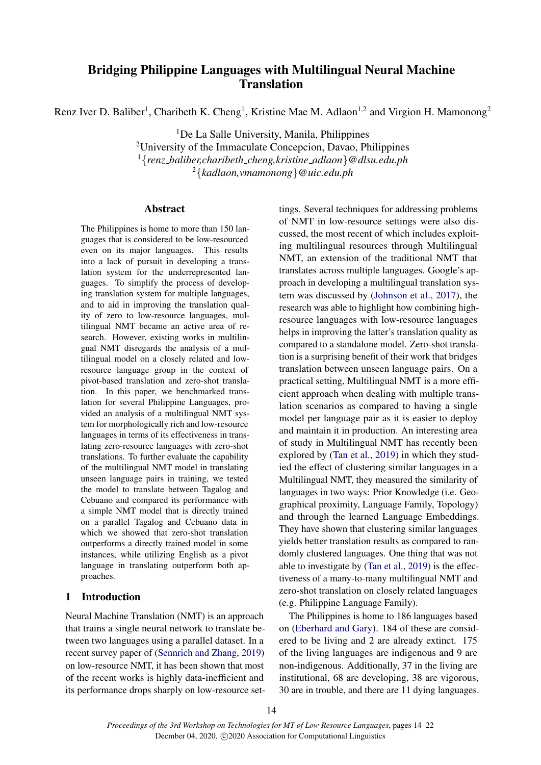# Bridging Philippine Languages with Multilingual Neural Machine Translation

Renz Iver D. Baliber[1], Charibeth K. Cheng[1], Kristine Mae M. Adlaon[1,2] and Virgion H. Mamonong[2]

[1]De La Salle University, Manila, Philippines
[2]University of the Immaculate Concepcion, Davao, Philippines
[1]{*renz_baliber,charibeth_cheng,kristine_adlaon*}*@dlsu.edu.ph*
[2]{*kadlaon,vmamonong*}*@uic.edu.ph*

## Abstract

The Philippines is home to more than 150 languages that is considered to be low-resourced even on its major languages. This results into a lack of pursuit in developing a translation system for the underrepresented languages. To simplify the process of developing translation system for multiple languages, and to aid in improving the translation quality of zero to low-resource languages, multilingual NMT became an active area of research. However, existing works in multilingual NMT disregards the analysis of a multilingual model on a closely related and low-resource language group in the context of pivot-based translation and zero-shot translation. In this paper, we benchmarked translation for several Philippine Languages, provided an analysis of a multilingual NMT system for morphologically rich and low-resource languages in terms of its effectiveness in translating zero-resource languages with zero-shot translations. To further evaluate the capability of the multilingual NMT model in translating unseen language pairs in training, we tested the model to translate between Tagalog and Cebuano and compared its performance with a simple NMT model that is directly trained on a parallel Tagalog and Cebuano data in which we showed that zero-shot translation outperforms a directly trained model in some instances, while utilizing English as a pivot language in translating outperform both approaches.

## 1 Introduction

Neural Machine Translation (NMT) is an approach that trains a single neural network to translate between two languages using a parallel dataset. In a recent survey paper of (Sennrich and Zhang, 2019) on low-resource NMT, it has been shown that most of the recent works is highly data-inefficient and its performance drops sharply on low-resource settings. Several techniques for addressing problems of NMT in low-resource settings were also discussed, the most recent of which includes exploiting multilingual resources through Multilingual NMT, an extension of the traditional NMT that translates across multiple languages. Google's approach in developing a multilingual translation system was discussed by (Johnson et al., 2017), the research was able to highlight how combining high-resource languages with low-resource languages helps in improving the latter's translation quality as compared to a standalone model. Zero-shot translation is a surprising benefit of their work that bridges translation between unseen language pairs. On a practical setting, Multilingual NMT is a more efficient approach when dealing with multiple translation scenarios as compared to having a single model per language pair as it is easier to deploy and maintain it in production. An interesting area of study in Multilingual NMT has recently been explored by (Tan et al., 2019) in which they studied the effect of clustering similar languages in a Multilingual NMT, they measured the similarity of languages in two ways: Prior Knowledge (i.e. Geographical proximity, Language Family, Topology) and through the learned Language Embeddings. They have shown that clustering similar languages yields better translation results as compared to randomly clustered languages. One thing that was not able to investigate by (Tan et al., 2019) is the effectiveness of a many-to-many multilingual NMT and zero-shot translation on closely related languages (e.g. Philippine Language Family).

The Philippines is home to 186 languages based on (Eberhard and Gary). 184 of these are considered to be living and 2 are already extinct. 175 of the living languages are indigenous and 9 are non-indigenous. Additionally, 37 in the living are institutional, 68 are developing, 38 are vigorous, 30 are in trouble, and there are 11 dying languages.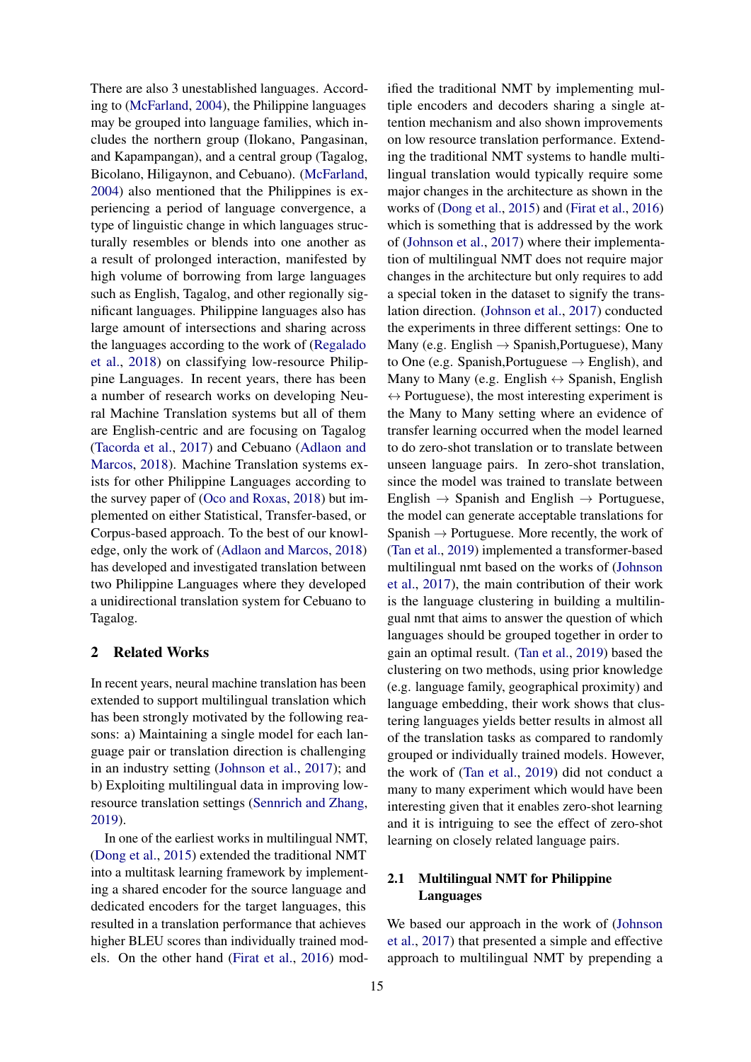There are also 3 unestablished languages. According to (McFarland, 2004), the Philippine languages may be grouped into language families, which includes the northern group (Ilokano, Pangasinan, and Kapampangan), and a central group (Tagalog, Bicolano, Hiligaynon, and Cebuano). (McFarland, 2004) also mentioned that the Philippines is experiencing a period of language convergence, a type of linguistic change in which languages structurally resembles or blends into one another as a result of prolonged interaction, manifested by high volume of borrowing from large languages such as English, Tagalog, and other regionally significant languages. Philippine languages also has large amount of intersections and sharing across the languages according to the work of (Regalado et al., 2018) on classifying low-resource Philippine Languages. In recent years, there has been a number of research works on developing Neural Machine Translation systems but all of them are English-centric and are focusing on Tagalog (Tacorda et al., 2017) and Cebuano (Adlaon and Marcos, 2018). Machine Translation systems exists for other Philippine Languages according to the survey paper of (Oco and Roxas, 2018) but implemented on either Statistical, Transfer-based, or Corpus-based approach. To the best of our knowledge, only the work of (Adlaon and Marcos, 2018) has developed and investigated translation between two Philippine Languages where they developed a unidirectional translation system for Cebuano to Tagalog.

## 2 Related Works

In recent years, neural machine translation has been extended to support multilingual translation which has been strongly motivated by the following reasons: a) Maintaining a single model for each language pair or translation direction is challenging in an industry setting (Johnson et al., 2017); and b) Exploiting multilingual data in improving low-resource translation settings (Sennrich and Zhang, 2019).

In one of the earliest works in multilingual NMT, (Dong et al., 2015) extended the traditional NMT into a multitask learning framework by implementing a shared encoder for the source language and dedicated encoders for the target languages, this resulted in a translation performance that achieves higher BLEU scores than individually trained models. On the other hand (Firat et al., 2016) modified the traditional NMT by implementing multiple encoders and decoders sharing a single attention mechanism and also shown improvements on low resource translation performance. Extending the traditional NMT systems to handle multilingual translation would typically require some major changes in the architecture as shown in the works of (Dong et al., 2015) and (Firat et al., 2016) which is something that is addressed by the work of (Johnson et al., 2017) where their implementation of multilingual NMT does not require major changes in the architecture but only requires to add a special token in the dataset to signify the translation direction. (Johnson et al., 2017) conducted the experiments in three different settings: One to Many (e.g. English $\rightarrow$ Spanish,Portuguese), Many to One (e.g. Spanish,Portuguese $\rightarrow$ English), and Many to Many (e.g. English $\leftrightarrow$ Spanish, English $\leftrightarrow$ Portuguese), the most interesting experiment is the Many to Many setting where an evidence of transfer learning occurred when the model learned to do zero-shot translation or to translate between unseen language pairs. In zero-shot translation, since the model was trained to translate between English $\rightarrow$ Spanish and English $\rightarrow$ Portuguese, the model can generate acceptable translations for Spanish $\rightarrow$ Portuguese. More recently, the work of (Tan et al., 2019) implemented a transformer-based multilingual nmt based on the works of (Johnson et al., 2017), the main contribution of their work is the language clustering in building a multilingual nmt that aims to answer the question of which languages should be grouped together in order to gain an optimal result. (Tan et al., 2019) based the clustering on two methods, using prior knowledge (e.g. language family, geographical proximity) and language embedding, their work shows that clustering languages yields better results in almost all of the translation tasks as compared to randomly grouped or individually trained models. However, the work of (Tan et al., 2019) did not conduct a many to many experiment which would have been interesting given that it enables zero-shot learning and it is intriguing to see the effect of zero-shot learning on closely related language pairs.

### 2.1 Multilingual NMT for Philippine Languages

We based our approach in the work of (Johnson et al., 2017) that presented a simple and effective approach to multilingual NMT by prepending a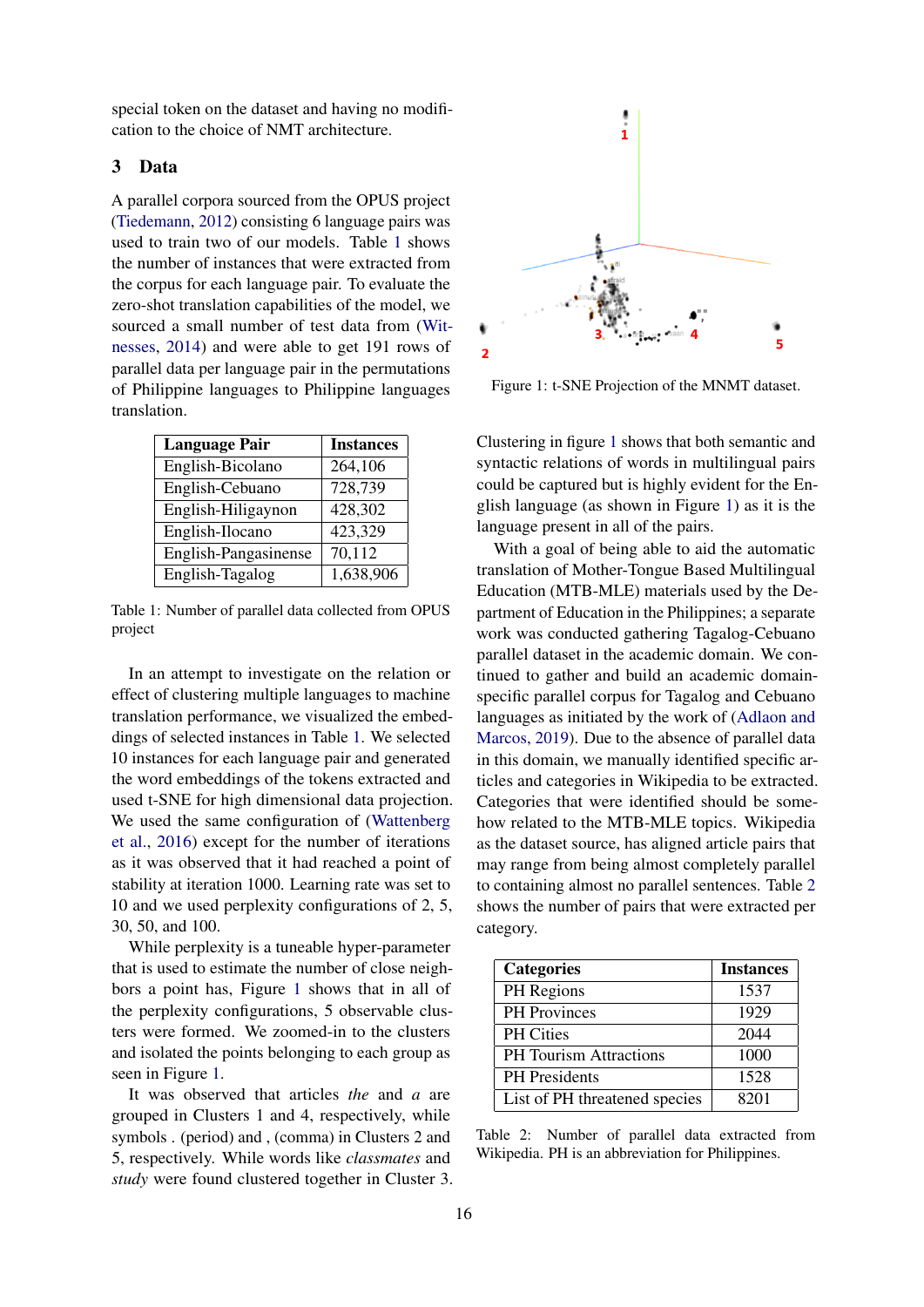special token on the dataset and having no modification to the choice of NMT architecture.

## 3 Data

A parallel corpora sourced from the OPUS project (Tiedemann, 2012) consisting 6 language pairs was used to train two of our models. Table 1 shows the number of instances that were extracted from the corpus for each language pair. To evaluate the zero-shot translation capabilities of the model, we sourced a small number of test data from (Witnesses, 2014) and were able to get 191 rows of parallel data per language pair in the permutations of Philippine languages to Philippine languages translation.

| Language Pair | Instances |
|---|---|
| English-Bicolano | 264,106 |
| English-Cebuano | 728,739 |
| English-Hiligaynon | 428,302 |
| English-Ilocano | 423,329 |
| English-Pangasinense | 70,112 |
| English-Tagalog | 1,638,906 |

Table 1: Number of parallel data collected from OPUS project

In an attempt to investigate on the relation or effect of clustering multiple languages to machine translation performance, we visualized the embeddings of selected instances in Table 1. We selected 10 instances for each language pair and generated the word embeddings of the tokens extracted and used t-SNE for high dimensional data projection. We used the same configuration of (Wattenberg et al., 2016) except for the number of iterations as it was observed that it had reached a point of stability at iteration 1000. Learning rate was set to 10 and we used perplexity configurations of 2, 5, 30, 50, and 100.

While perplexity is a tuneable hyper-parameter that is used to estimate the number of close neighbors a point has, Figure 1 shows that in all of the perplexity configurations, 5 observable clusters were formed. We zoomed-in to the clusters and isolated the points belonging to each group as seen in Figure 1.

It was observed that articles *the* and *a* are grouped in Clusters 1 and 4, respectively, while symbols . (period) and , (comma) in Clusters 2 and 5, respectively. While words like *classmates* and *study* were found clustered together in Cluster 3.

Figure 1: t-SNE Projection of the MNMT dataset.

Clustering in figure 1 shows that both semantic and syntactic relations of words in multilingual pairs could be captured but is highly evident for the English language (as shown in Figure 1) as it is the language present in all of the pairs.

With a goal of being able to aid the automatic translation of Mother-Tongue Based Multilingual Education (MTB-MLE) materials used by the Department of Education in the Philippines; a separate work was conducted gathering Tagalog-Cebuano parallel dataset in the academic domain. We continued to gather and build an academic domain-specific parallel corpus for Tagalog and Cebuano languages as initiated by the work of (Adlaon and Marcos, 2019). Due to the absence of parallel data in this domain, we manually identified specific articles and categories in Wikipedia to be extracted. Categories that were identified should be somehow related to the MTB-MLE topics. Wikipedia as the dataset source, has aligned article pairs that may range from being almost completely parallel to containing almost no parallel sentences. Table 2 shows the number of pairs that were extracted per category.

| Categories | Instances |
|---|---|
| PH Regions | 1537 |
| PH Provinces | 1929 |
| PH Cities | 2044 |
| PH Tourism Attractions | 1000 |
| PH Presidents | 1528 |
| List of PH threatened species | 8201 |

Table 2: Number of parallel data extracted from Wikipedia. PH is an abbreviation for Philippines.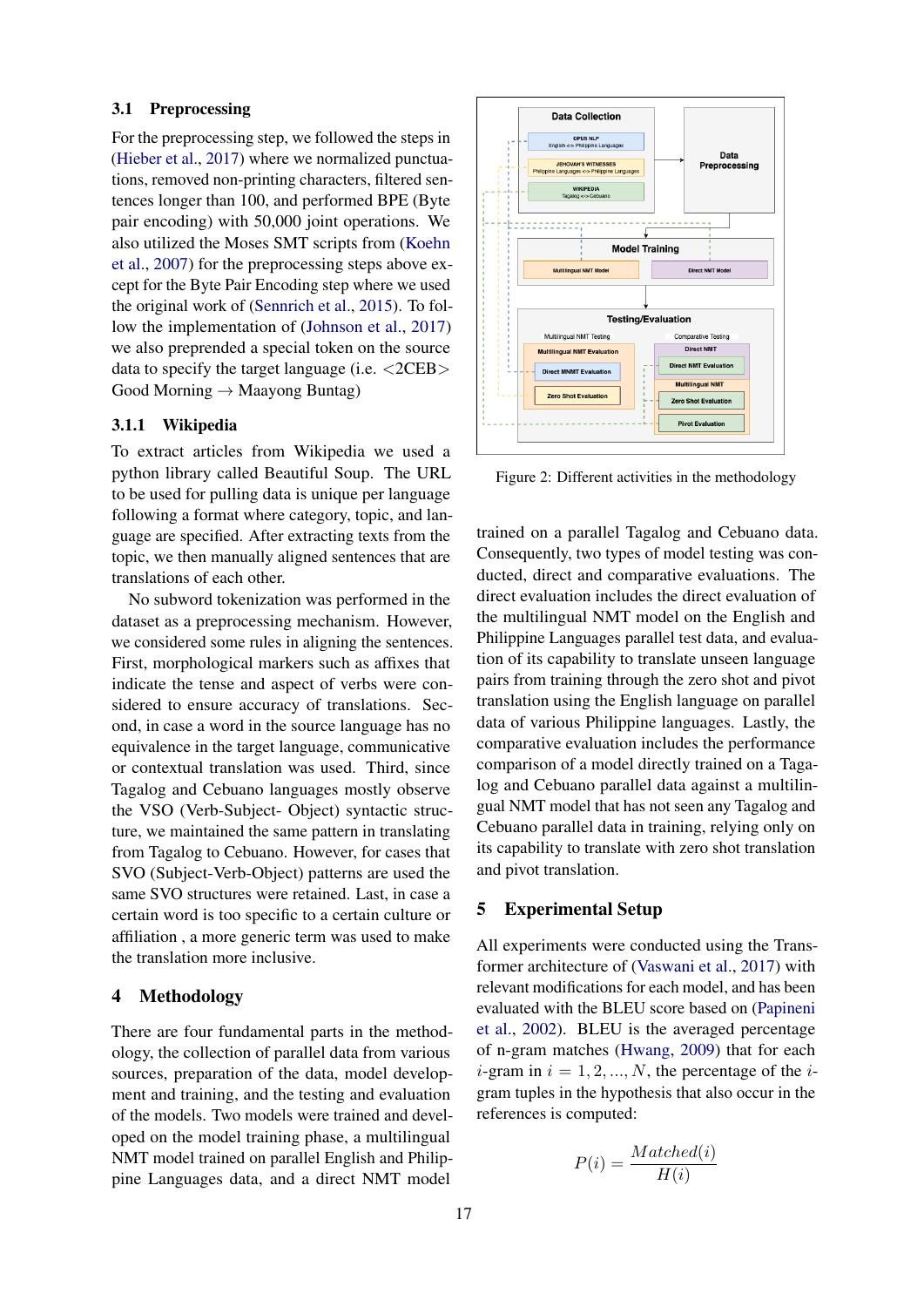### 3.1 Preprocessing

For the preprocessing step, we followed the steps in (Hieber et al., 2017) where we normalized punctuations, removed non-printing characters, filtered sentences longer than 100, and performed BPE (Byte pair encoding) with 50,000 joint operations. We also utilized the Moses SMT scripts from (Koehn et al., 2007) for the preprocessing steps above except for the Byte Pair Encoding step where we used the original work of (Sennrich et al., 2015). To follow the implementation of (Johnson et al., 2017) we also prepended a special token on the source data to specify the target language (i.e. <2CEB> Good Morning → Maayong Buntag)

#### 3.1.1 Wikipedia

To extract articles from Wikipedia we used a python library called Beautiful Soup. The URL to be used for pulling data is unique per language following a format where category, topic, and language are specified. After extracting texts from the topic, we then manually aligned sentences that are translations of each other.

No subword tokenization was performed in the dataset as a preprocessing mechanism. However, we considered some rules in aligning the sentences. First, morphological markers such as affixes that indicate the tense and aspect of verbs were considered to ensure accuracy of translations. Second, in case a word in the source language has no equivalence in the target language, communicative or contextual translation was used. Third, since Tagalog and Cebuano languages mostly observe the VSO (Verb-Subject- Object) syntactic structure, we maintained the same pattern in translating from Tagalog to Cebuano. However, for cases that SVO (Subject-Verb-Object) patterns are used the same SVO structures were retained. Last, in case a certain word is too specific to a certain culture or affiliation , a more generic term was used to make the translation more inclusive.

## 4 Methodology

There are four fundamental parts in the methodology, the collection of parallel data from various sources, preparation of the data, model development and training, and the testing and evaluation of the models. Two models were trained and developed on the model training phase, a multilingual NMT model trained on parallel English and Philippine Languages data, and a direct NMT model trained on a parallel Tagalog and Cebuano data. Consequently, two types of model testing was conducted, direct and comparative evaluations. The direct evaluation includes the direct evaluation of the multilingual NMT model on the English and Philippine Languages parallel test data, and evaluation of its capability to translate unseen language pairs from training through the zero shot and pivot translation using the English language on parallel data of various Philippine languages. Lastly, the comparative evaluation includes the performance comparison of a model directly trained on a Tagalog and Cebuano parallel data against a multilingual NMT model that has not seen any Tagalog and Cebuano parallel data in training, relying only on its capability to translate with zero shot translation and pivot translation.

Figure 2: Different activities in the methodology

## 5 Experimental Setup

All experiments were conducted using the Transformer architecture of (Vaswani et al., 2017) with relevant modifications for each model, and has been evaluated with the BLEU score based on (Papineni et al., 2002). BLEU is the averaged percentage of n-gram matches (Hwang, 2009) that for each $i$-gram in $i = 1, 2, ..., N$, the percentage of the $i$-gram tuples in the hypothesis that also occur in the references is computed:

$$P(i) = \frac{Matched(i)}{H(i)}$$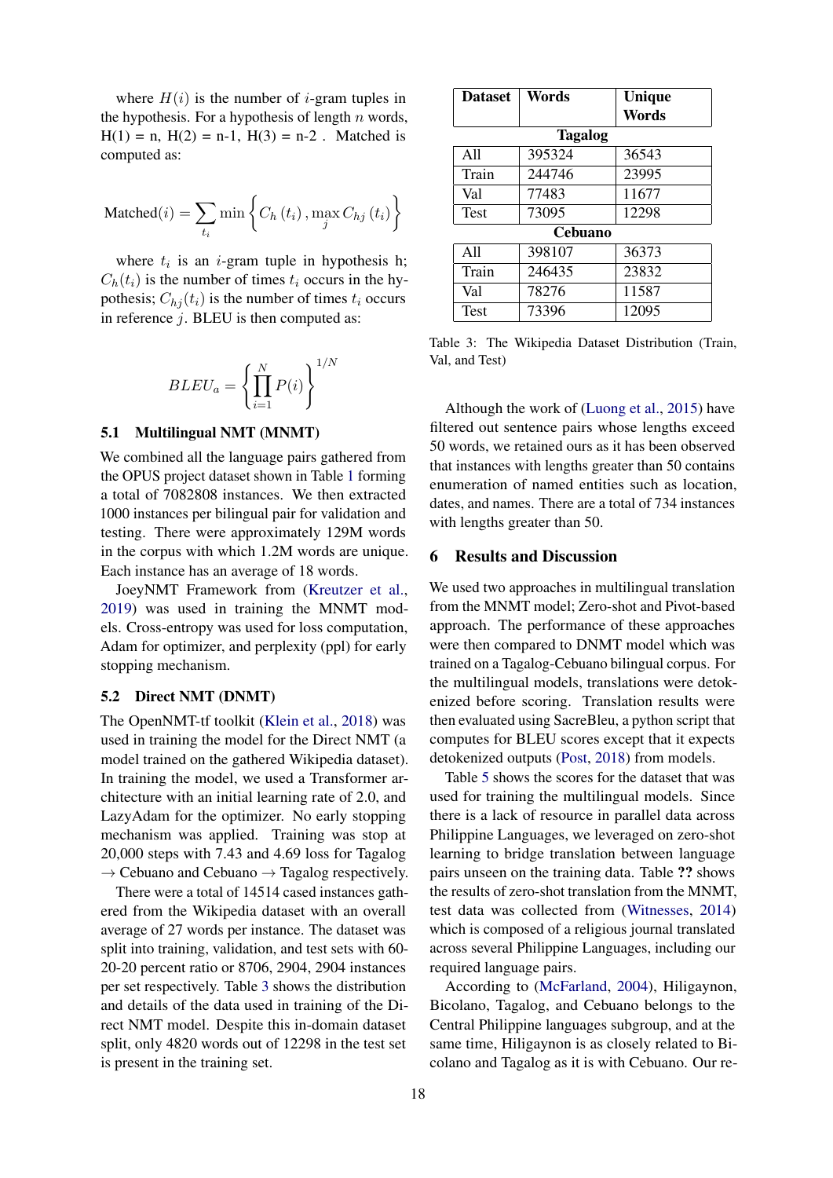where $H(i)$ is the number of $i$-gram tuples in the hypothesis. For a hypothesis of length $n$ words, H(1) = n, H(2) = n-1, H(3) = n-2 . Matched is computed as:

$$\text{Matched}(i) = \sum_{t_i} \min\left\{C_h(t_i), \max_j C_{hj}(t_i)\right\}$$

where $t_i$ is an $i$-gram tuple in hypothesis h; $C_h(t_i)$ is the number of times $t_i$ occurs in the hypothesis; $C_{hj}(t_i)$ is the number of times $t_i$ occurs in reference $j$. BLEU is then computed as:

$$BLEU_a = \left\{\prod_{i=1}^{N} P(i)\right\}^{1/N}$$

### 5.1 Multilingual NMT (MNMT)

We combined all the language pairs gathered from the OPUS project dataset shown in Table 1 forming a total of 7082808 instances. We then extracted 1000 instances per bilingual pair for validation and testing. There were approximately 129M words in the corpus with which 1.2M words are unique. Each instance has an average of 18 words.

JoeyNMT Framework from (Kreutzer et al., 2019) was used in training the MNMT models. Cross-entropy was used for loss computation, Adam for optimizer, and perplexity (ppl) for early stopping mechanism.

### 5.2 Direct NMT (DNMT)

The OpenNMT-tf toolkit (Klein et al., 2018) was used in training the model for the Direct NMT (a model trained on the gathered Wikipedia dataset). In training the model, we used a Transformer architecture with an initial learning rate of 2.0, and LazyAdam for the optimizer. No early stopping mechanism was applied. Training was stop at 20,000 steps with 7.43 and 4.69 loss for Tagalog → Cebuano and Cebuano → Tagalog respectively.

There were a total of 14514 cased instances gathered from the Wikipedia dataset with an overall average of 27 words per instance. The dataset was split into training, validation, and test sets with 60-20-20 percent ratio or 8706, 2904, 2904 instances per set respectively. Table 3 shows the distribution and details of the data used in training of the Direct NMT model. Despite this in-domain dataset split, only 4820 words out of 12298 in the test set is present in the training set.

| Dataset | Words | Unique Words |
|---|---|---|
| **Tagalog** | | |
| All | 395324 | 36543 |
| Train | 244746 | 23995 |
| Val | 77483 | 11677 |
| Test | 73095 | 12298 |
| **Cebuano** | | |
| All | 398107 | 36373 |
| Train | 246435 | 23832 |
| Val | 78276 | 11587 |
| Test | 73396 | 12095 |

Table 3: The Wikipedia Dataset Distribution (Train, Val, and Test)

Although the work of (Luong et al., 2015) have filtered out sentence pairs whose lengths exceed 50 words, we retained ours as it has been observed that instances with lengths greater than 50 contains enumeration of named entities such as location, dates, and names. There are a total of 734 instances with lengths greater than 50.

## 6 Results and Discussion

We used two approaches in multilingual translation from the MNMT model; Zero-shot and Pivot-based approach. The performance of these approaches were then compared to DNMT model which was trained on a Tagalog-Cebuano bilingual corpus. For the multilingual models, translations were detokenized before scoring. Translation results were then evaluated using SacreBleu, a python script that computes for BLEU scores except that it expects detokenized outputs (Post, 2018) from models.

Table 5 shows the scores for the dataset that was used for training the multilingual models. Since there is a lack of resource in parallel data across Philippine Languages, we leveraged on zero-shot learning to bridge translation between language pairs unseen on the training data. Table ?? shows the results of zero-shot translation from the MNMT, test data was collected from (Witnesses, 2014) which is composed of a religious journal translated across several Philippine Languages, including our required language pairs.

According to (McFarland, 2004), Hiligaynon, Bicolano, Tagalog, and Cebuano belongs to the Central Philippine languages subgroup, and at the same time, Hiligaynon is as closely related to Bicolano and Tagalog as it is with Cebuano. Our re-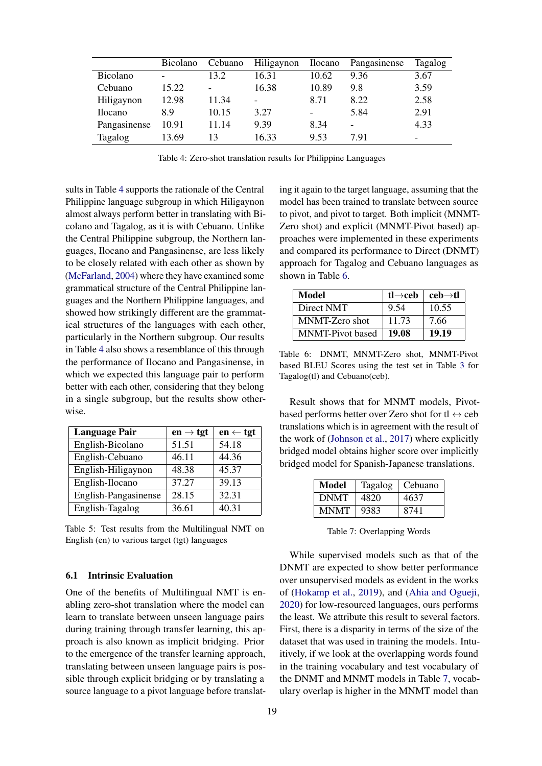|  | Bicolano | Cebuano | Hiligaynon | Ilocano | Pangasinense | Tagalog |
|---|---|---|---|---|---|---|
| Bicolano | - | 13.2 | 16.31 | 10.62 | 9.36 | 3.67 |
| Cebuano | 15.22 | - | 16.38 | 10.89 | 9.8 | 3.59 |
| Hiligaynon | 12.98 | 11.34 | - | 8.71 | 8.22 | 2.58 |
| Ilocano | 8.9 | 10.15 | 3.27 | - | 5.84 | 2.91 |
| Pangasinense | 10.91 | 11.14 | 9.39 | 8.34 | - | 4.33 |
| Tagalog | 13.69 | 13 | 16.33 | 9.53 | 7.91 | - |

Table 4: Zero-shot translation results for Philippine Languages

sults in Table 4 supports the rationale of the Central Philippine language subgroup in which Hiligaynon almost always perform better in translating with Bicolano and Tagalog, as it is with Cebuano. Unlike the Central Philippine subgroup, the Northern languages, Ilocano and Pangasinense, are less likely to be closely related with each other as shown by (McFarland, 2004) where they have examined some grammatical structure of the Central Philippine languages and the Northern Philippine languages, and showed how strikingly different are the grammatical structures of the languages with each other, particularly in the Northern subgroup. Our results in Table 4 also shows a resemblance of this through the performance of Ilocano and Pangasinense, in which we expected this language pair to perform better with each other, considering that they belong in a single subgroup, but the results show otherwise.

| **Language Pair** | **en → tgt** | **en ← tgt** |
|---|---|---|
| English-Bicolano | 51.51 | 54.18 |
| English-Cebuano | 46.11 | 44.36 |
| English-Hiligaynon | 48.38 | 45.37 |
| English-Ilocano | 37.27 | 39.13 |
| English-Pangasinense | 28.15 | 32.31 |
| English-Tagalog | 36.61 | 40.31 |

Table 5: Test results from the Multilingual NMT on English (en) to various target (tgt) languages

### 6.1 Intrinsic Evaluation

One of the benefits of Multilingual NMT is enabling zero-shot translation where the model can learn to translate between unseen language pairs during training through transfer learning, this approach is also known as implicit bridging. Prior to the emergence of the transfer learning approach, translating between unseen language pairs is possible through explicit bridging or by translating a source language to a pivot language before translating it again to the target language, assuming that the model has been trained to translate between source to pivot, and pivot to target. Both implicit (MNMT-Zero shot) and explicit (MNMT-Pivot based) approaches were implemented in these experiments and compared its performance to Direct (DNMT) approach for Tagalog and Cebuano languages as shown in Table 6.

| **Model** | **tl→ceb** | **ceb→tl** |
|---|---|---|
| Direct NMT | 9.54 | 10.55 |
| MNMT-Zero shot | 11.73 | 7.66 |
| MNMT-Pivot based | **19.08** | **19.19** |

Table 6: DNMT, MNMT-Zero shot, MNMT-Pivot based BLEU Scores using the test set in Table 3 for Tagalog(tl) and Cebuano(ceb).

Result shows that for MNMT models, Pivot-based performs better over Zero shot for tl ↔ ceb translations which is in agreement with the result of the work of (Johnson et al., 2017) where explicitly bridged model obtains higher score over implicitly bridged model for Spanish-Japanese translations.

| **Model** | Tagalog | Cebuano |
|---|---|---|
| DNMT | 4820 | 4637 |
| MNMT | 9383 | 8741 |

Table 7: Overlapping Words

While supervised models such as that of the DNMT are expected to show better performance over unsupervised models as evident in the works of (Hokamp et al., 2019), and (Ahia and Ogueji, 2020) for low-resourced languages, ours performs the least. We attribute this result to several factors. First, there is a disparity in terms of the size of the dataset that was used in training the models. Intuitively, if we look at the overlapping words found in the training vocabulary and test vocabulary of the DNMT and MNMT models in Table 7, vocabulary overlap is higher in the MNMT model than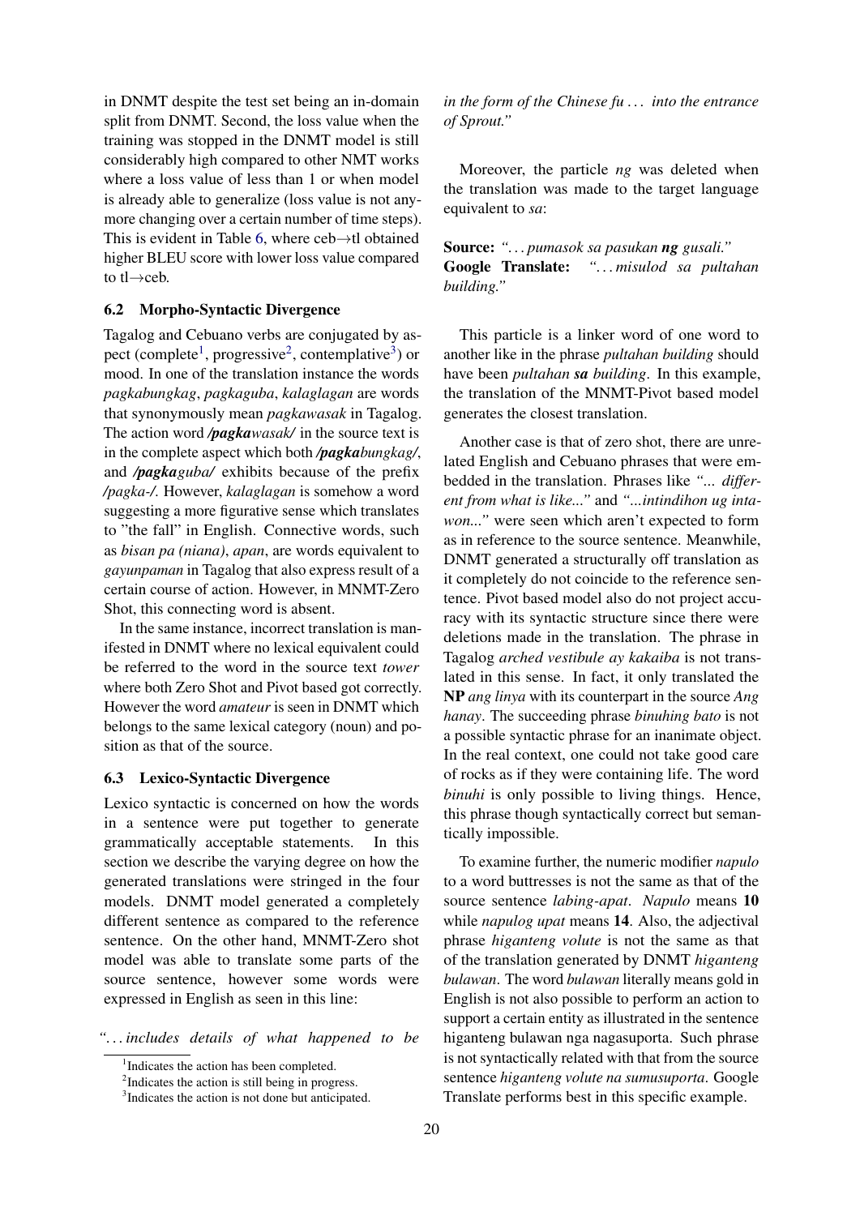in DNMT despite the test set being an in-domain split from DNMT. Second, the loss value when the training was stopped in the DNMT model is still considerably high compared to other NMT works where a loss value of less than 1 or when model is already able to generalize (loss value is not anymore changing over a certain number of time steps). This is evident in Table 6, where ceb→tl obtained higher BLEU score with lower loss value compared to tl→ceb.

### 6.2 Morpho-Syntactic Divergence

Tagalog and Cebuano verbs are conjugated by aspect (complete[1], progressive[2], contemplative[3]) or mood. In one of the translation instance the words *pagkabungkag*, *pagkaguba*, *kalaglagan* are words that synonymously mean *pagkawasak* in Tagalog. The action word */**pagka**wasak/* in the source text is in the complete aspect which both */**pagka**bungkag/*, and */**pagka**guba/* exhibits because of the prefix */pagka-/*. However, *kalaglagan* is somehow a word suggesting a more figurative sense which translates to "the fall" in English. Connective words, such as *bisan pa (niana)*, *apan*, are words equivalent to *gayunpaman* in Tagalog that also express result of a certain course of action. However, in MNMT-Zero Shot, this connecting word is absent.

In the same instance, incorrect translation is manifested in DNMT where no lexical equivalent could be referred to the word in the source text *tower* where both Zero Shot and Pivot based got correctly. However the word *amateur* is seen in DNMT which belongs to the same lexical category (noun) and position as that of the source.

### 6.3 Lexico-Syntactic Divergence

Lexico syntactic is concerned on how the words in a sentence were put together to generate grammatically acceptable statements. In this section we describe the varying degree on how the generated translations were stringed in the four models. DNMT model generated a completely different sentence as compared to the reference sentence. On the other hand, MNMT-Zero shot model was able to translate some parts of the source sentence, however some words were expressed in English as seen in this line:

*"... includes details of what happened to be in the form of the Chinese fu ... into the entrance of Sprout."*

Moreover, the particle *ng* was deleted when the translation was made to the target language equivalent to *sa*:

**Source:** *"... pumasok sa pasukan **ng** gusali."*
**Google Translate:** *"... misulod sa pultahan building."*

This particle is a linker word of one word to another like in the phrase *pultahan building* should have been *pultahan **sa** building*. In this example, the translation of the MNMT-Pivot based model generates the closest translation.

Another case is that of zero shot, there are unrelated English and Cebuano phrases that were embedded in the translation. Phrases like *"... different from what is like..."* and *"...intindihon ug intawon..."* were seen which aren't expected to form as in reference to the source sentence. Meanwhile, DNMT generated a structurally off translation as it completely do not coincide to the reference sentence. Pivot based model also do not project accuracy with its syntactic structure since there were deletions made in the translation. The phrase in Tagalog *arched vestibule ay kakaiba* is not translated in this sense. In fact, it only translated the **NP** *ang linya* with its counterpart in the source *Ang hanay*. The succeeding phrase *binuhing bato* is not a possible syntactic phrase for an inanimate object. In the real context, one could not take good care of rocks as if they were containing life. The word *binuhi* is only possible to living things. Hence, this phrase though syntactically correct but semantically impossible.

To examine further, the numeric modifier *napulo* to a word buttresses is not the same as that of the source sentence *labing-apat*. *Napulo* means **10** while *napulog upat* means **14**. Also, the adjectival phrase *higanteng volute* is not the same as that of the translation generated by DNMT *higanteng bulawan*. The word *bulawan* literally means gold in English is not also possible to perform an action to support a certain entity as illustrated in the sentence higanteng bulawan nga nagasuporta. Such phrase is not syntactically related with that from the source sentence *higanteng volute na sumusuporta*. Google Translate performs best in this specific example.

[1] Indicates the action has been completed.
[2] Indicates the action is still being in progress.
[3] Indicates the action is not done but anticipated.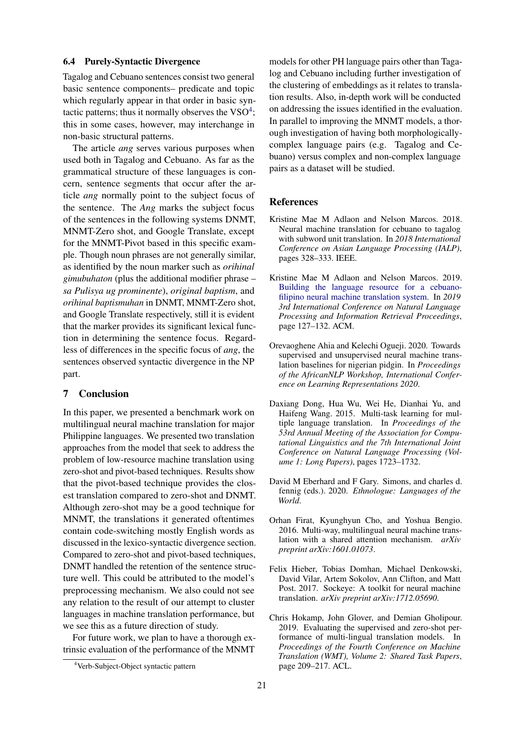### 6.4 Purely-Syntactic Divergence

Tagalog and Cebuano sentences consist two general basic sentence components– predicate and topic which regularly appear in that order in basic syntactic patterns; thus it normally observes the VSO[4]; this in some cases, however, may interchange in non-basic structural patterns.

The article *ang* serves various purposes when used both in Tagalog and Cebuano. As far as the grammatical structure of these languages is concern, sentence segments that occur after the article *ang* normally point to the subject focus of the sentence. The *Ang* marks the subject focus of the sentences in the following systems DNMT, MNMT-Zero shot, and Google Translate, except for the MNMT-Pivot based in this specific example. Though noun phrases are not generally similar, as identified by the noun marker such as *orihinal gimubuhaton* (plus the additional modifier phrase – *sa Pulisya ug prominente*), *original baptism*, and *orihinal baptismuhan* in DNMT, MNMT-Zero shot, and Google Translate respectively, still it is evident that the marker provides its significant lexical function in determining the sentence focus. Regardless of differences in the specific focus of *ang*, the sentences observed syntactic divergence in the NP part.

## 7 Conclusion

In this paper, we presented a benchmark work on multilingual neural machine translation for major Philippine languages. We presented two translation approaches from the model that seek to address the problem of low-resource machine translation using zero-shot and pivot-based techniques. Results show that the pivot-based technique provides the closest translation compared to zero-shot and DNMT. Although zero-shot may be a good technique for MNMT, the translations it generated oftentimes contain code-switching mostly English words as discussed in the lexico-syntactic divergence section. Compared to zero-shot and pivot-based techniques, DNMT handled the retention of the sentence structure well. This could be attributed to the model's preprocessing mechanism. We also could not see any relation to the result of our attempt to cluster languages in machine translation performance, but we see this as a future direction of study.

For future work, we plan to have a thorough extrinsic evaluation of the performance of the MNMT models for other PH language pairs other than Tagalog and Cebuano including further investigation of the clustering of embeddings as it relates to translation results. Also, in-depth work will be conducted on addressing the issues identified in the evaluation. In parallel to improving the MNMT models, a thorough investigation of having both morphologically-complex language pairs (e.g. Tagalog and Cebuano) versus complex and non-complex language pairs as a dataset will be studied.

[4] Verb-Subject-Object syntactic pattern

## References

Kristine Mae M Adlaon and Nelson Marcos. 2018. Neural machine translation for cebuano to tagalog with subword unit translation. In *2018 International Conference on Asian Language Processing (IALP)*, pages 328–333. IEEE.

Kristine Mae M Adlaon and Nelson Marcos. 2019. Building the language resource for a cebuano-filipino neural machine translation system. In *2019 3rd International Conference on Natural Language Processing and Information Retrieval Proceedings*, page 127–132. ACM.

Orevaoghene Ahia and Kelechi Ogueji. 2020. Towards supervised and unsupervised neural machine translation baselines for nigerian pidgin. In *Proceedings of the AfricanNLP Workshop, International Conference on Learning Representations 2020*.

Daxiang Dong, Hua Wu, Wei He, Dianhai Yu, and Haifeng Wang. 2015. Multi-task learning for multiple language translation. In *Proceedings of the 53rd Annual Meeting of the Association for Computational Linguistics and the 7th International Joint Conference on Natural Language Processing (Volume 1: Long Papers)*, pages 1723–1732.

David M Eberhard and F Gary. Simons, and charles d. fennig (eds.). 2020. *Ethnologue: Languages of the World*.

Orhan Firat, Kyunghyun Cho, and Yoshua Bengio. 2016. Multi-way, multilingual neural machine translation with a shared attention mechanism. *arXiv preprint arXiv:1601.01073*.

Felix Hieber, Tobias Domhan, Michael Denkowski, David Vilar, Artem Sokolov, Ann Clifton, and Matt Post. 2017. Sockeye: A toolkit for neural machine translation. *arXiv preprint arXiv:1712.05690*.

Chris Hokamp, John Glover, and Demian Gholipour. 2019. Evaluating the supervised and zero-shot performance of multi-lingual translation models. In *Proceedings of the Fourth Conference on Machine Translation (WMT), Volume 2: Shared Task Papers*, page 209–217. ACL.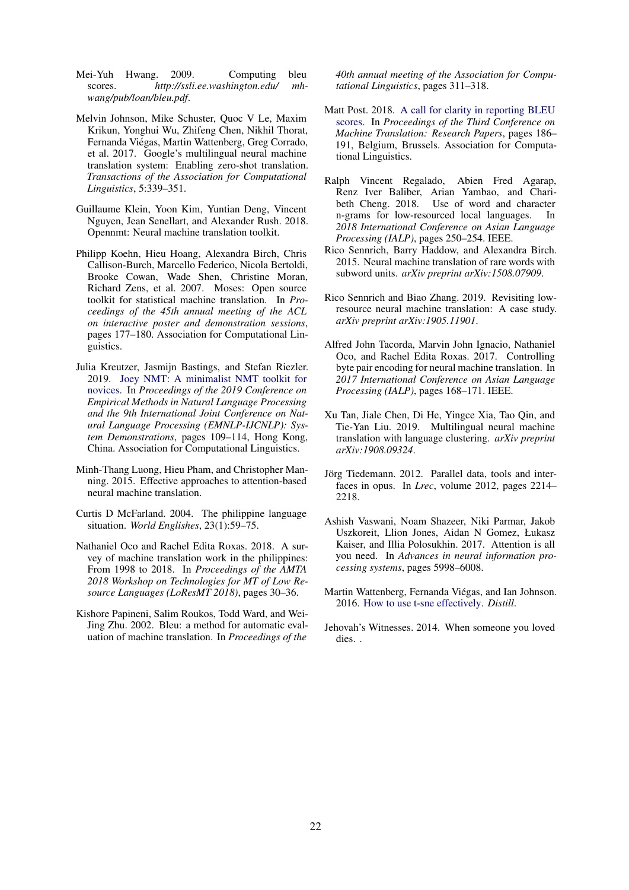Mei-Yuh Hwang. 2009. Computing bleu scores. *http://ssli.ee.washington.edu/ mhwang/pub/loan/bleu.pdf*.

Melvin Johnson, Mike Schuster, Quoc V Le, Maxim Krikun, Yonghui Wu, Zhifeng Chen, Nikhil Thorat, Fernanda Viégas, Martin Wattenberg, Greg Corrado, et al. 2017. Google's multilingual neural machine translation system: Enabling zero-shot translation. *Transactions of the Association for Computational Linguistics*, 5:339–351.

Guillaume Klein, Yoon Kim, Yuntian Deng, Vincent Nguyen, Jean Senellart, and Alexander Rush. 2018. Opennmt: Neural machine translation toolkit.

Philipp Koehn, Hieu Hoang, Alexandra Birch, Chris Callison-Burch, Marcello Federico, Nicola Bertoldi, Brooke Cowan, Wade Shen, Christine Moran, Richard Zens, et al. 2007. Moses: Open source toolkit for statistical machine translation. In *Proceedings of the 45th annual meeting of the ACL on interactive poster and demonstration sessions*, pages 177–180. Association for Computational Linguistics.

Julia Kreutzer, Jasmijn Bastings, and Stefan Riezler. 2019. Joey NMT: A minimalist NMT toolkit for novices. In *Proceedings of the 2019 Conference on Empirical Methods in Natural Language Processing and the 9th International Joint Conference on Natural Language Processing (EMNLP-IJCNLP): System Demonstrations*, pages 109–114, Hong Kong, China. Association for Computational Linguistics.

Minh-Thang Luong, Hieu Pham, and Christopher Manning. 2015. Effective approaches to attention-based neural machine translation.

Curtis D McFarland. 2004. The philippine language situation. *World Englishes*, 23(1):59–75.

Nathaniel Oco and Rachel Edita Roxas. 2018. A survey of machine translation work in the philippines: From 1998 to 2018. In *Proceedings of the AMTA 2018 Workshop on Technologies for MT of Low Resource Languages (LoResMT 2018)*, pages 30–36.

Kishore Papineni, Salim Roukos, Todd Ward, and Wei-Jing Zhu. 2002. Bleu: a method for automatic evaluation of machine translation. In *Proceedings of the 40th annual meeting of the Association for Computational Linguistics*, pages 311–318.

Matt Post. 2018. A call for clarity in reporting BLEU scores. In *Proceedings of the Third Conference on Machine Translation: Research Papers*, pages 186–191, Belgium, Brussels. Association for Computational Linguistics.

Ralph Vincent Regalado, Abien Fred Agarap, Renz Iver Baliber, Arian Yambao, and Charibeth Cheng. 2018. Use of word and character n-grams for low-resourced local languages. In *2018 International Conference on Asian Language Processing (IALP)*, pages 250–254. IEEE.

Rico Sennrich, Barry Haddow, and Alexandra Birch. 2015. Neural machine translation of rare words with subword units. *arXiv preprint arXiv:1508.07909*.

Rico Sennrich and Biao Zhang. 2019. Revisiting low-resource neural machine translation: A case study. *arXiv preprint arXiv:1905.11901*.

Alfred John Tacorda, Marvin John Ignacio, Nathaniel Oco, and Rachel Edita Roxas. 2017. Controlling byte pair encoding for neural machine translation. In *2017 International Conference on Asian Language Processing (IALP)*, pages 168–171. IEEE.

Xu Tan, Jiale Chen, Di He, Yingce Xia, Tao Qin, and Tie-Yan Liu. 2019. Multilingual neural machine translation with language clustering. *arXiv preprint arXiv:1908.09324*.

Jörg Tiedemann. 2012. Parallel data, tools and interfaces in opus. In *Lrec*, volume 2012, pages 2214–2218.

Ashish Vaswani, Noam Shazeer, Niki Parmar, Jakob Uszkoreit, Llion Jones, Aidan N Gomez, Łukasz Kaiser, and Illia Polosukhin. 2017. Attention is all you need. In *Advances in neural information processing systems*, pages 5998–6008.

Martin Wattenberg, Fernanda Viégas, and Ian Johnson. 2016. How to use t-sne effectively. *Distill*.

Jehovah's Witnesses. 2014. When someone you loved dies. .